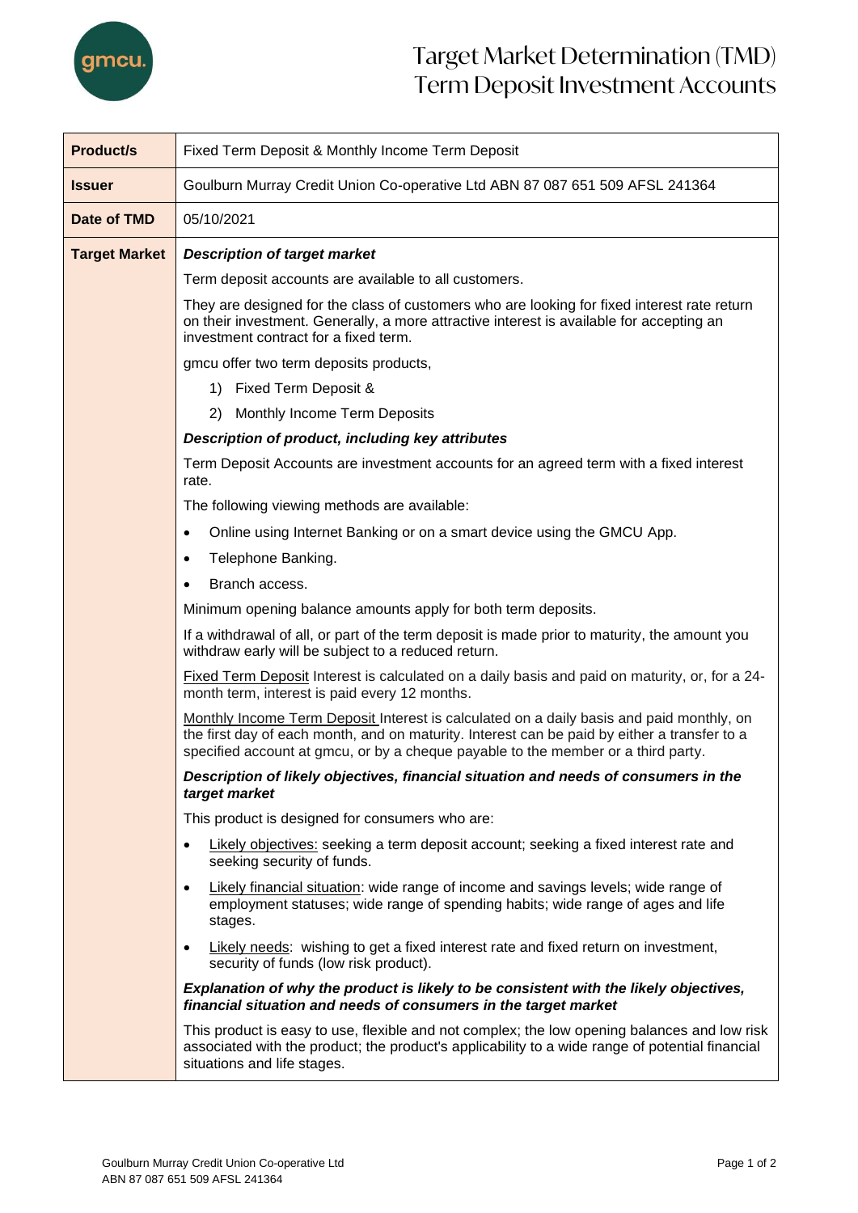# Target Market Determination (TMD) Term Deposit Investment Accounts

| | |
|---|---|
| **Product/s** | Fixed Term Deposit & Monthly Income Term Deposit |
| **Issuer** | Goulburn Murray Credit Union Co-operative Ltd ABN 87 087 651 509 AFSL 241364 |
| **Date of TMD** | 05/10/2021 |
| **Target Market** | ***Description of target market***<br><br>Term deposit accounts are available to all customers.<br><br>They are designed for the class of customers who are looking for fixed interest rate return on their investment. Generally, a more attractive interest is available for accepting an investment contract for a fixed term.<br><br>gmcu offer two term deposits products,<br><br>1) Fixed Term Deposit &<br>2) Monthly Income Term Deposits<br><br>***Description of product, including key attributes***<br><br>Term Deposit Accounts are investment accounts for an agreed term with a fixed interest rate.<br><br>The following viewing methods are available:<br><br>• Online using Internet Banking or on a smart device using the GMCU App.<br>• Telephone Banking.<br>• Branch access.<br><br>Minimum opening balance amounts apply for both term deposits.<br><br>If a withdrawal of all, or part of the term deposit is made prior to maturity, the amount you withdraw early will be subject to a reduced return.<br><br><u>Fixed Term Deposit</u> Interest is calculated on a daily basis and paid on maturity, or, for a 24-month term, interest is paid every 12 months.<br><br><u>Monthly Income Term Deposit</u> Interest is calculated on a daily basis and paid monthly, on the first day of each month, and on maturity. Interest can be paid by either a transfer to a specified account at gmcu, or by a cheque payable to the member or a third party.<br><br>***Description of likely objectives, financial situation and needs of consumers in the target market***<br><br>This product is designed for consumers who are:<br><br>• <u>Likely objectives:</u> seeking a term deposit account; seeking a fixed interest rate and seeking security of funds.<br>• <u>Likely financial situation</u>: wide range of income and savings levels; wide range of employment statuses; wide range of spending habits; wide range of ages and life stages.<br>• <u>Likely needs</u>: wishing to get a fixed interest rate and fixed return on investment, security of funds (low risk product).<br><br>***Explanation of why the product is likely to be consistent with the likely objectives, financial situation and needs of consumers in the target market***<br><br>This product is easy to use, flexible and not complex; the low opening balances and low risk associated with the product; the product's applicability to a wide range of potential financial situations and life stages. |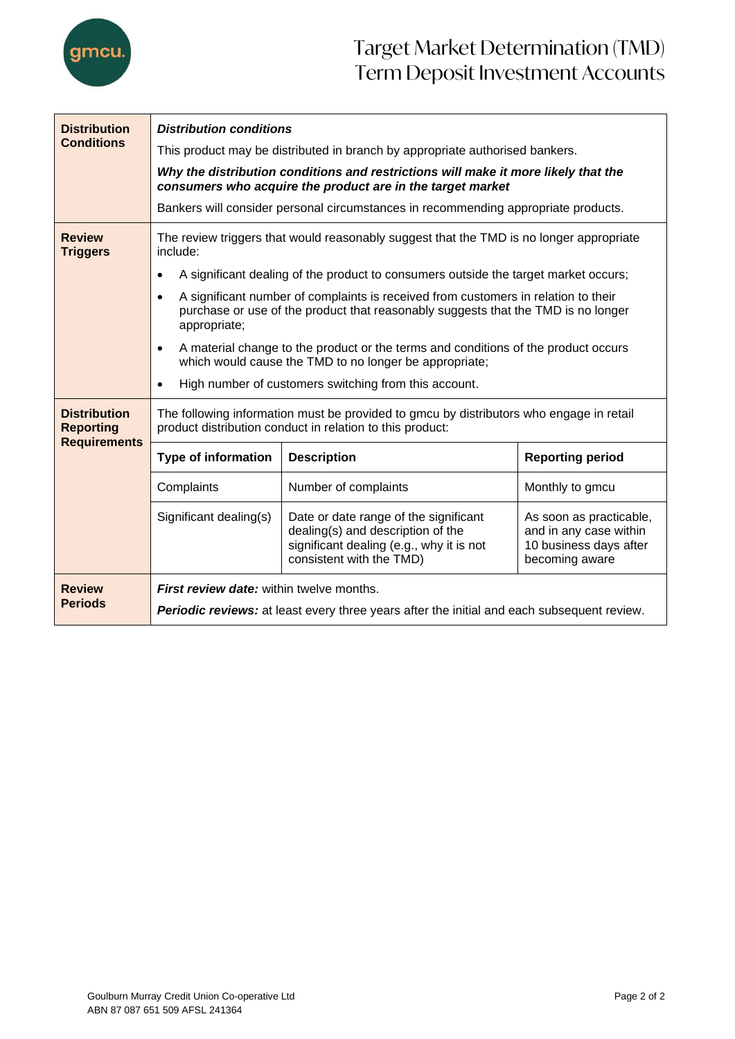| | |
|---|---|
| **Distribution Conditions** | ***Distribution conditions***<br>This product may be distributed in branch by appropriate authorised bankers.<br>***Why the distribution conditions and restrictions will make it more likely that the consumers who acquire the product are in the target market***<br>Bankers will consider personal circumstances in recommending appropriate products. |
| **Review Triggers** | The review triggers that would reasonably suggest that the TMD is no longer appropriate include:<br>• A significant dealing of the product to consumers outside the target market occurs;<br>• A significant number of complaints is received from customers in relation to their purchase or use of the product that reasonably suggests that the TMD is no longer appropriate;<br>• A material change to the product or the terms and conditions of the product occurs which would cause the TMD to no longer be appropriate;<br>• High number of customers switching from this account. |
| **Distribution Reporting Requirements** | The following information must be provided to gmcu by distributors who engage in retail product distribution conduct in relation to this product: |
| **Review Periods** | ***First review date:*** within twelve months.<br>***Periodic reviews:*** at least every three years after the initial and each subsequent review. |

| Type of information | Description | Reporting period |
|---|---|---|
| Complaints | Number of complaints | Monthly to gmcu |
| Significant dealing(s) | Date or date range of the significant dealing(s) and description of the significant dealing (e.g., why it is not consistent with the TMD) | As soon as practicable, and in any case within 10 business days after becoming aware |

Goulburn Murray Credit Union Co-operative Ltd
ABN 87 087 651 509 AFSL 241364